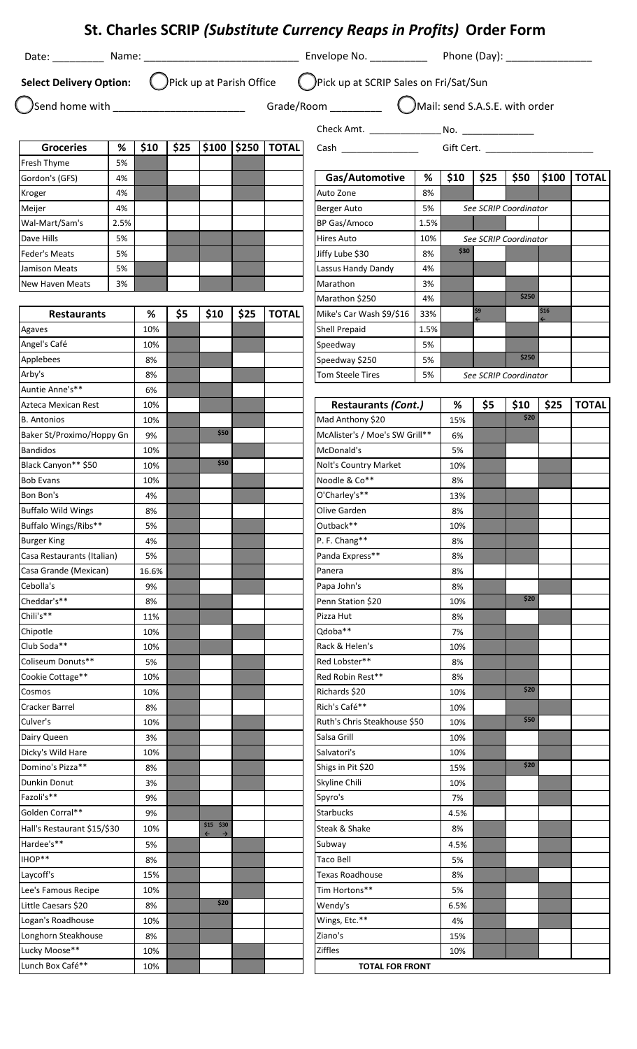# St. Charles SCRIP *(Substitute Currency Reaps in Profits)* Order Form

Date: _________ Name: ___________________________ Envelope No. __________ Phone (Day): _______________

**Select Delivery Option:** ◯ Pick up at Parish Office ◯ Pick up at SCRIP Sales on Fri/Sat/Sun

◯ Send home with _______________________ Grade/Room _________ ◯ Mail: send S.A.S.E. with order

Check Amt. _____________ No. _____________

Cash _______________ Gift Cert. ____________________

| Groceries | % | $10 | $25 | $100 | $250 | TOTAL |
|---|---|---|---|---|---|---|
| Fresh Thyme | 5% | | | | | |
| Gordon's (GFS) | 4% | | | | | |
| Kroger | 4% | | | | | |
| Meijer | 4% | | | | | |
| Wal-Mart/Sam's | 2.5% | | | | | |
| Dave Hills | 5% | | | | | |
| Feder's Meats | 5% | | | | | |
| Jamison Meats | 5% | | | | | |
| New Haven Meats | 3% | | | | | |

| Gas/Automotive | % | $10 | $25 | $50 | $100 | TOTAL |
|---|---|---|---|---|---|---|
| Auto Zone | 8% | | | | | |
| Berger Auto | 5% | *See SCRIP Coordinator* | | | | |
| BP Gas/Amoco | 1.5% | | | | | |
| Hires Auto | 10% | *See SCRIP Coordinator* | | | | |
| Jiffy Lube $30 | 8% | $30 | | | | |
| Lassus Handy Dandy | 4% | | | | | |
| Marathon | 3% | | | | | |
| Marathon $250 | 4% | | | $250 | | |
| Mike's Car Wash $9/$16 | 33% | | $9 ← | | $16 ← | |
| Shell Prepaid | 1.5% | | | | | |
| Speedway | 5% | | | | | |
| Speedway $250 | 5% | | | $250 | | |
| Tom Steele Tires | 5% | *See SCRIP Coordinator* | | | | |

| Restaurants | % | $5 | $10 | $25 | TOTAL |
|---|---|---|---|---|---|
| Agaves | 10% | | | | |
| Angel's Café | 10% | | | | |
| Applebees | 8% | | | | |
| Arby's | 8% | | | | |
| Auntie Anne's** | 6% | | | | |
| Azteca Mexican Rest | 10% | | | | |
| B. Antonios | 10% | | | | |
| Baker St/Proximo/Hoppy Gn | 9% | | $50 | | |
| Bandidos | 10% | | | | |
| Black Canyon** $50 | 10% | | $50 | | |
| Bob Evans | 10% | | | | |
| Bon Bon's | 4% | | | | |
| Buffalo Wild Wings | 8% | | | | |
| Buffalo Wings/Ribs** | 5% | | | | |
| Burger King | 4% | | | | |
| Casa Restaurants (Italian) | 5% | | | | |
| Casa Grande (Mexican) | 16.6% | | | | |
| Cebolla's | 9% | | | | |
| Cheddar's** | 8% | | | | |
| Chili's** | 11% | | | | |
| Chipotle | 10% | | | | |
| Club Soda** | 10% | | | | |
| Coliseum Donuts** | 5% | | | | |
| Cookie Cottage** | 10% | | | | |
| Cosmos | 10% | | | | |
| Cracker Barrel | 8% | | | | |
| Culver's | 10% | | | | |
| Dairy Queen | 3% | | | | |
| Dicky's Wild Hare | 10% | | | | |
| Domino's Pizza** | 8% | | | | |
| Dunkin Donut | 3% | | | | |
| Fazoli's** | 9% | | | | |
| Golden Corral** | 9% | | | | |
| Hall's Restaurant $15/$30 | 10% | | $15 ← $30 → | | |
| Hardee's** | 5% | | | | |
| IHOP** | 8% | | | | |
| Laycoff's | 15% | | | | |
| Lee's Famous Recipe | 10% | | | | |
| Little Caesars $20 | 8% | | $20 | | |
| Logan's Roadhouse | 10% | | | | |
| Longhorn Steakhouse | 8% | | | | |
| Lucky Moose** | 10% | | | | |
| Lunch Box Café** | 10% | | | | |

| Restaurants *(Cont.)* | % | $5 | $10 | $25 | TOTAL |
|---|---|---|---|---|---|
| Mad Anthony $20 | 15% | | $20 | | |
| McAlister's / Moe's SW Grill** | 6% | | | | |
| McDonald's | 5% | | | | |
| Nolt's Country Market | 10% | | | | |
| Noodle & Co** | 8% | | | | |
| O'Charley's** | 13% | | | | |
| Olive Garden | 8% | | | | |
| Outback** | 10% | | | | |
| P. F. Chang** | 8% | | | | |
| Panda Express** | 8% | | | | |
| Panera | 8% | | | | |
| Papa John's | 8% | | | | |
| Penn Station $20 | 10% | | $20 | | |
| Pizza Hut | 8% | | | | |
| Qdoba** | 7% | | | | |
| Rack & Helen's | 10% | | | | |
| Red Lobster** | 8% | | | | |
| Red Robin Rest** | 8% | | | | |
| Richards $20 | 10% | | $20 | | |
| Rich's Café** | 10% | | | | |
| Ruth's Chris Steakhouse $50 | 10% | | $50 | | |
| Salsa Grill | 10% | | | | |
| Salvatori's | 10% | | | | |
| Shigs in Pit $20 | 15% | | $20 | | |
| Skyline Chili | 10% | | | | |
| Spyro's | 7% | | | | |
| Starbucks | 4.5% | | | | |
| Steak & Shake | 8% | | | | |
| Subway | 4.5% | | | | |
| Taco Bell | 5% | | | | |
| Texas Roadhouse | 8% | | | | |
| Tim Hortons** | 5% | | | | |
| Wendy's | 6.5% | | | | |
| Wings, Etc.** | 4% | | | | |
| Ziano's | 15% | | | | |
| Ziffles | 10% | | | | |
| **TOTAL FOR FRONT** | | | | | |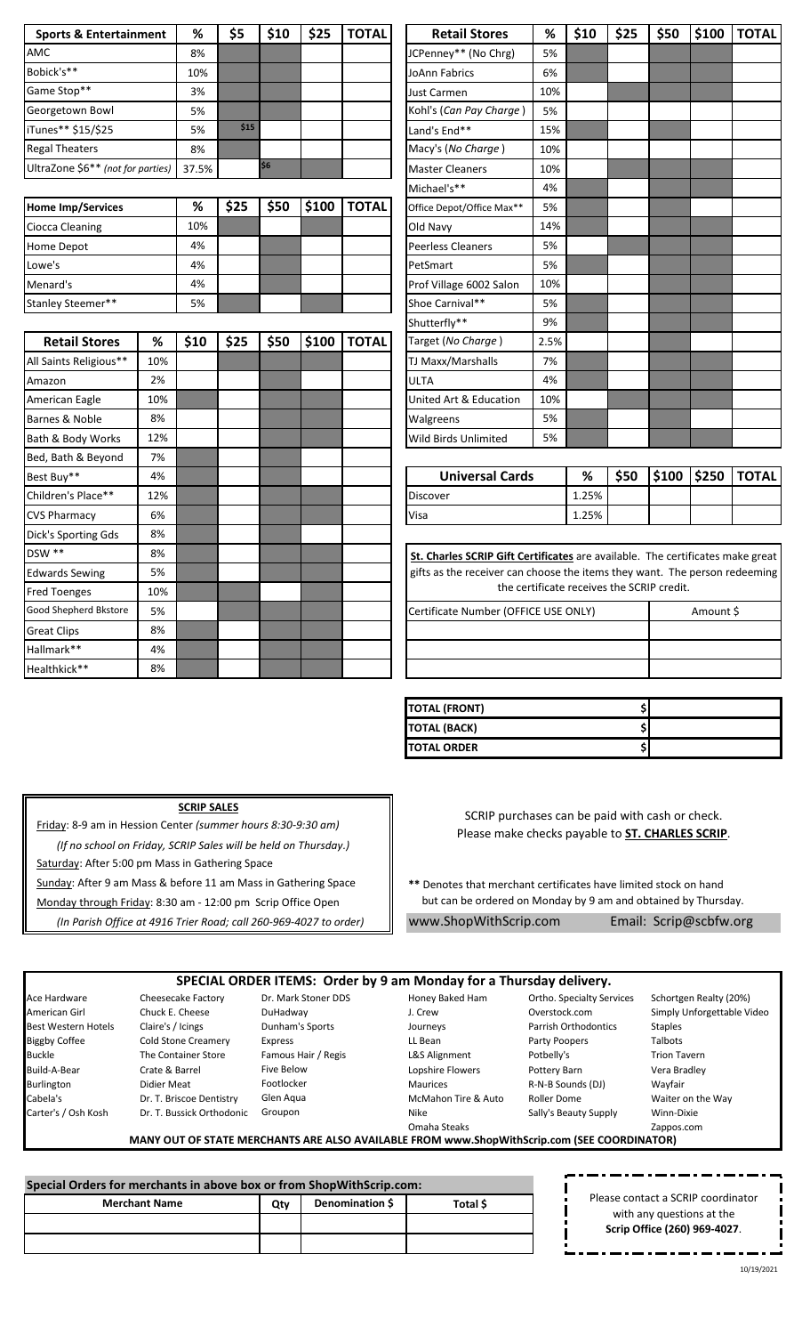| Sports & Entertainment | % | $5 | $10 | $25 | TOTAL |
|---|---|---|---|---|---|
| AMC | 8% | | | | |
| Bobick's** | 10% | | | | |
| Game Stop** | 3% | | | | |
| Georgetown Bowl | 5% | | | | |
| iTunes** $15/$25 | 5% | $15 | | | |
| Regal Theaters | 8% | | | | |
| UltraZone $6** *(not for parties)* | 37.5% | | $6 | | |

| Home Imp/Services | % | $25 | $50 | $100 | TOTAL |
|---|---|---|---|---|---|
| Ciocca Cleaning | 10% | | | | |
| Home Depot | 4% | | | | |
| Lowe's | 4% | | | | |
| Menard's | 4% | | | | |
| Stanley Steemer** | 5% | | | | |

| Retail Stores | % | $10 | $25 | $50 | $100 | TOTAL |
|---|---|---|---|---|---|---|
| All Saints Religious** | 10% | | | | | |
| Amazon | 2% | | | | | |
| American Eagle | 10% | | | | | |
| Barnes & Noble | 8% | | | | | |
| Bath & Body Works | 12% | | | | | |
| Bed, Bath & Beyond | 7% | | | | | |
| Best Buy** | 4% | | | | | |
| Children's Place** | 12% | | | | | |
| CVS Pharmacy | 6% | | | | | |
| Dick's Sporting Gds | 8% | | | | | |
| DSW ** | 8% | | | | | |
| Edwards Sewing | 5% | | | | | |
| Fred Toenges | 10% | | | | | |
| Good Shepherd Bkstore | 5% | | | | | |
| Great Clips | 8% | | | | | |
| Hallmark** | 4% | | | | | |
| Healthkick** | 8% | | | | | |

| Retail Stores | % | $10 | $25 | $50 | $100 | TOTAL |
|---|---|---|---|---|---|---|
| JCPenney** (No Chrg) | 5% | | | | | |
| JoAnn Fabrics | 6% | | | | | |
| Just Carmen | 10% | | | | | |
| Kohl's (*Can Pay Charge*) | 5% | | | | | |
| Land's End** | 15% | | | | | |
| Macy's (*No Charge*) | 10% | | | | | |
| Master Cleaners | 10% | | | | | |
| Michael's** | 4% | | | | | |
| Office Depot/Office Max** | 5% | | | | | |
| Old Navy | 14% | | | | | |
| Peerless Cleaners | 5% | | | | | |
| PetSmart | 5% | | | | | |
| Prof Village 6002 Salon | 10% | | | | | |
| Shoe Carnival** | 5% | | | | | |
| Shutterfly** | 9% | | | | | |
| Target (*No Charge*) | 2.5% | | | | | |
| TJ Maxx/Marshalls | 7% | | | | | |
| ULTA | 4% | | | | | |
| United Art & Education | 10% | | | | | |
| Walgreens | 5% | | | | | |
| Wild Birds Unlimited | 5% | | | | | |

| Universal Cards | % | $50 | $100 | $250 | TOTAL |
|---|---|---|---|---|---|
| Discover | 1.25% | | | | |
| Visa | 1.25% | | | | |

**St. Charles SCRIP Gift Certificates** are available. The certificates make great gifts as the receiver can choose the items they want. The person redeeming the certificate receives the SCRIP credit.

| Certificate Number (OFFICE USE ONLY) | Amount $ |
|---|---|
| | |
| | |
| | |

| | | |
|---|---|---|
| TOTAL (FRONT) | $ | |
| TOTAL (BACK) | $ | |
| TOTAL ORDER | $ | |

**SCRIP SALES**

Friday: 8-9 am in Hession Center *(summer hours 8:30-9:30 am)*

*(If no school on Friday, SCRIP Sales will be held on Thursday.)*

Saturday: After 5:00 pm Mass in Gathering Space

Sunday: After 9 am Mass & before 11 am Mass in Gathering Space

Monday through Friday: 8:30 am - 12:00 pm Scrip Office Open

*(In Parish Office at 4916 Trier Road; call 260-969-4027 to order)*

SCRIP purchases can be paid with cash or check. Please make checks payable to **ST. CHARLES SCRIP**.

** Denotes that merchant certificates have limited stock on hand but can be ordered on Monday by 9 am and obtained by Thursday.

www.ShopWithScrip.com Email: Scrip@scbfw.org

## SPECIAL ORDER ITEMS: Order by 9 am Monday for a Thursday delivery.

Ace Hardware, American Girl, Best Western Hotels, Biggby Coffee, Buckle, Build-A-Bear, Burlington, Cabela's, Carter's / Osh Kosh, Cheesecake Factory, Chuck E. Cheese, Claire's / Icings, Cold Stone Creamery, The Container Store, Crate & Barrel, Didier Meat, Dr. T. Briscoe Dentistry, Dr. T. Bussick Orthodonic, Dr. Mark Stoner DDS, DuHadway, Dunham's Sports, Express, Famous Hair / Regis, Five Below, Footlocker, Glen Aqua, Groupon, Honey Baked Ham, J. Crew, Journeys, LL Bean, L&S Alignment, Lopshire Flowers, Maurices, McMahon Tire & Auto, Nike, Omaha Steaks, Ortho. Specialty Services, Overstock.com, Parrish Orthodontics, Party Poopers, Potbelly's, Pottery Barn, R-N-B Sounds (DJ), Roller Dome, Sally's Beauty Supply, Schortgen Realty (20%), Simply Unforgettable Video, Staples, Talbots, Trion Tavern, Vera Bradley, Wayfair, Waiter on the Way, Winn-Dixie, Zappos.com

**MANY OUT OF STATE MERCHANTS ARE ALSO AVAILABLE FROM www.ShopWithScrip.com (SEE COORDINATOR)**

**Special Orders for merchants in above box or from ShopWithScrip.com:**

| Merchant Name | Qty | Denomination $ | Total $ |
|---|---|---|---|
| | | | |
| | | | |

Please contact a SCRIP coordinator with any questions at the **Scrip Office (260) 969-4027**.

10/19/2021